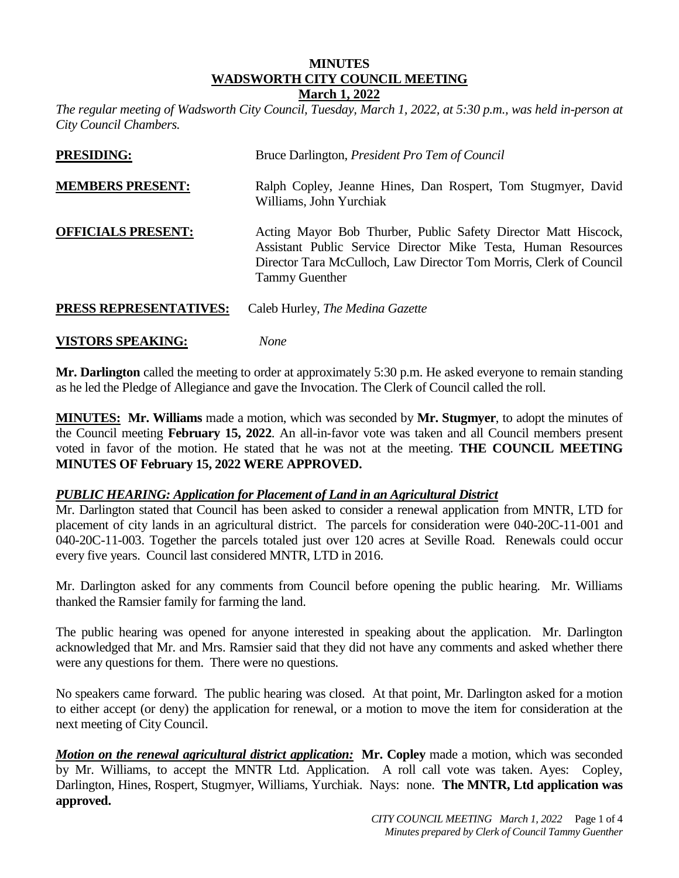# MINUTES
## WADSWORTH CITY COUNCIL MEETING
### March 1, 2022

*The regular meeting of Wadsworth City Council, Tuesday, March 1, 2022, at 5:30 p.m., was held in-person at City Council Chambers.*

**PRESIDING:** Bruce Darlington, *President Pro Tem of Council*

**MEMBERS PRESENT:** Ralph Copley, Jeanne Hines, Dan Rospert, Tom Stugmyer, David Williams, John Yurchiak

**OFFICIALS PRESENT:** Acting Mayor Bob Thurber, Public Safety Director Matt Hiscock, Assistant Public Service Director Mike Testa, Human Resources Director Tara McCulloch, Law Director Tom Morris, Clerk of Council Tammy Guenther

**PRESS REPRESENTATIVES:** Caleb Hurley, *The Medina Gazette*

**VISTORS SPEAKING:** *None*

**Mr. Darlington** called the meeting to order at approximately 5:30 p.m. He asked everyone to remain standing as he led the Pledge of Allegiance and gave the Invocation. The Clerk of Council called the roll.

**MINUTES: Mr. Williams** made a motion, which was seconded by **Mr. Stugmyer**, to adopt the minutes of the Council meeting **February 15, 2022**. An all-in-favor vote was taken and all Council members present voted in favor of the motion. He stated that he was not at the meeting. **THE COUNCIL MEETING MINUTES OF February 15, 2022 WERE APPROVED.**

***PUBLIC HEARING: Application for Placement of Land in an Agricultural District***

Mr. Darlington stated that Council has been asked to consider a renewal application from MNTR, LTD for placement of city lands in an agricultural district. The parcels for consideration were 040-20C-11-001 and 040-20C-11-003. Together the parcels totaled just over 120 acres at Seville Road. Renewals could occur every five years. Council last considered MNTR, LTD in 2016.

Mr. Darlington asked for any comments from Council before opening the public hearing. Mr. Williams thanked the Ramsier family for farming the land.

The public hearing was opened for anyone interested in speaking about the application. Mr. Darlington acknowledged that Mr. and Mrs. Ramsier said that they did not have any comments and asked whether there were any questions for them. There were no questions.

No speakers came forward. The public hearing was closed. At that point, Mr. Darlington asked for a motion to either accept (or deny) the application for renewal, or a motion to move the item for consideration at the next meeting of City Council.

***Motion on the renewal agricultural district application:*** **Mr. Copley** made a motion, which was seconded by Mr. Williams, to accept the MNTR Ltd. Application. A roll call vote was taken. Ayes: Copley, Darlington, Hines, Rospert, Stugmyer, Williams, Yurchiak. Nays: none. **The MNTR, Ltd application was approved.**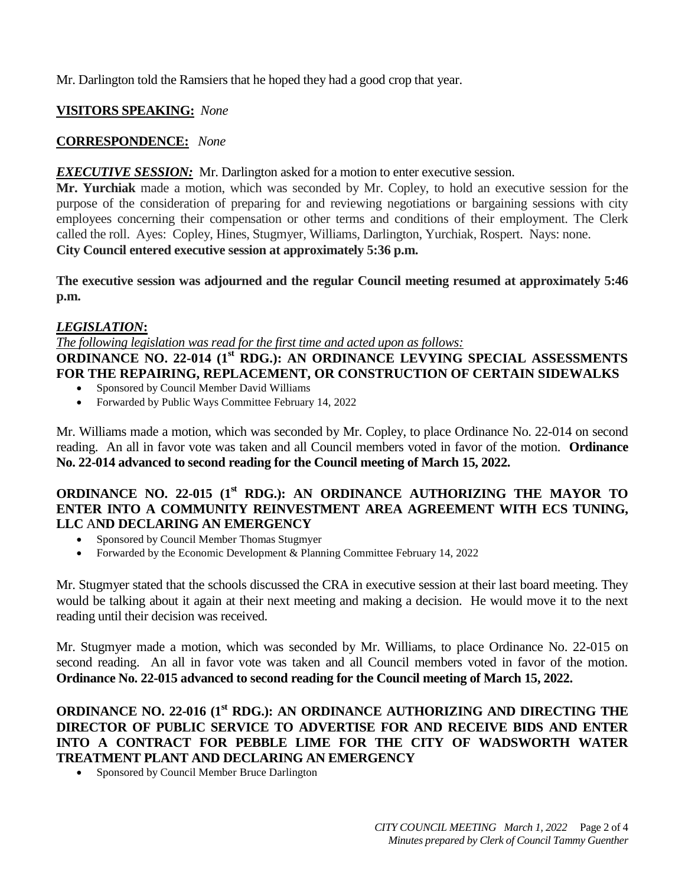Mr. Darlington told the Ramsiers that he hoped they had a good crop that year.

**VISITORS SPEAKING:** *None*

**CORRESPONDENCE:** *None*

***EXECUTIVE SESSION:*** Mr. Darlington asked for a motion to enter executive session.

**Mr. Yurchiak** made a motion, which was seconded by Mr. Copley, to hold an executive session for the purpose of the consideration of preparing for and reviewing negotiations or bargaining sessions with city employees concerning their compensation or other terms and conditions of their employment. The Clerk called the roll. Ayes: Copley, Hines, Stugmyer, Williams, Darlington, Yurchiak, Rospert. Nays: none.
**City Council entered executive session at approximately 5:36 p.m.**

**The executive session was adjourned and the regular Council meeting resumed at approximately 5:46 p.m.**

***LEGISLATION*:**

*The following legislation was read for the first time and acted upon as follows:*

**ORDINANCE NO. 22-014 (1st RDG.): AN ORDINANCE LEVYING SPECIAL ASSESSMENTS FOR THE REPAIRING, REPLACEMENT, OR CONSTRUCTION OF CERTAIN SIDEWALKS**

- Sponsored by Council Member David Williams
- Forwarded by Public Ways Committee February 14, 2022

Mr. Williams made a motion, which was seconded by Mr. Copley, to place Ordinance No. 22-014 on second reading. An all in favor vote was taken and all Council members voted in favor of the motion. **Ordinance No. 22-014 advanced to second reading for the Council meeting of March 15, 2022.**

**ORDINANCE NO. 22-015 (1st RDG.): AN ORDINANCE AUTHORIZING THE MAYOR TO ENTER INTO A COMMUNITY REINVESTMENT AREA AGREEMENT WITH ECS TUNING, LLC AND DECLARING AN EMERGENCY**

- Sponsored by Council Member Thomas Stugmyer
- Forwarded by the Economic Development & Planning Committee February 14, 2022

Mr. Stugmyer stated that the schools discussed the CRA in executive session at their last board meeting. They would be talking about it again at their next meeting and making a decision. He would move it to the next reading until their decision was received.

Mr. Stugmyer made a motion, which was seconded by Mr. Williams, to place Ordinance No. 22-015 on second reading. An all in favor vote was taken and all Council members voted in favor of the motion. **Ordinance No. 22-015 advanced to second reading for the Council meeting of March 15, 2022.**

**ORDINANCE NO. 22-016 (1st RDG.): AN ORDINANCE AUTHORIZING AND DIRECTING THE DIRECTOR OF PUBLIC SERVICE TO ADVERTISE FOR AND RECEIVE BIDS AND ENTER INTO A CONTRACT FOR PEBBLE LIME FOR THE CITY OF WADSWORTH WATER TREATMENT PLANT AND DECLARING AN EMERGENCY**

- Sponsored by Council Member Bruce Darlington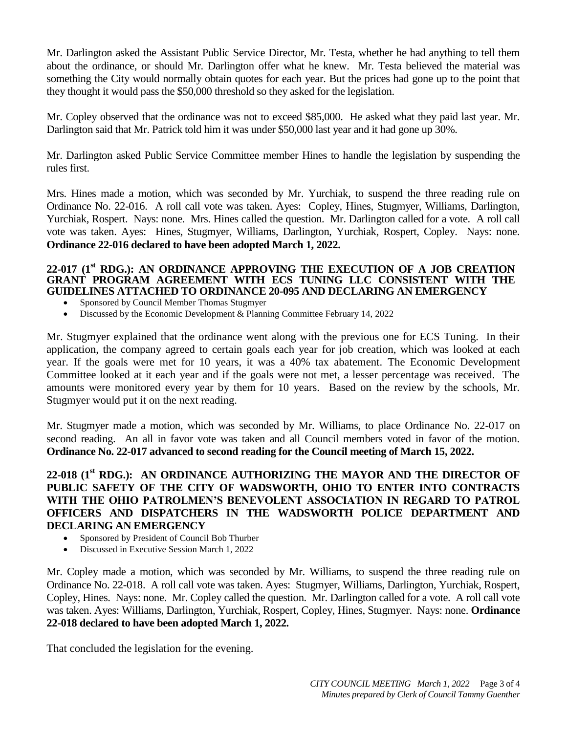Mr. Darlington asked the Assistant Public Service Director, Mr. Testa, whether he had anything to tell them about the ordinance, or should Mr. Darlington offer what he knew. Mr. Testa believed the material was something the City would normally obtain quotes for each year. But the prices had gone up to the point that they thought it would pass the $50,000 threshold so they asked for the legislation.

Mr. Copley observed that the ordinance was not to exceed $85,000. He asked what they paid last year. Mr. Darlington said that Mr. Patrick told him it was under $50,000 last year and it had gone up 30%.

Mr. Darlington asked Public Service Committee member Hines to handle the legislation by suspending the rules first.

Mrs. Hines made a motion, which was seconded by Mr. Yurchiak, to suspend the three reading rule on Ordinance No. 22-016. A roll call vote was taken. Ayes: Copley, Hines, Stugmyer, Williams, Darlington, Yurchiak, Rospert. Nays: none. Mrs. Hines called the question. Mr. Darlington called for a vote. A roll call vote was taken. Ayes: Hines, Stugmyer, Williams, Darlington, Yurchiak, Rospert, Copley. Nays: none. **Ordinance 22-016 declared to have been adopted March 1, 2022.**

**22-017 (1st RDG.): AN ORDINANCE APPROVING THE EXECUTION OF A JOB CREATION GRANT PROGRAM AGREEMENT WITH ECS TUNING LLC CONSISTENT WITH THE GUIDELINES ATTACHED TO ORDINANCE 20-095 AND DECLARING AN EMERGENCY**

- Sponsored by Council Member Thomas Stugmyer
- Discussed by the Economic Development & Planning Committee February 14, 2022

Mr. Stugmyer explained that the ordinance went along with the previous one for ECS Tuning. In their application, the company agreed to certain goals each year for job creation, which was looked at each year. If the goals were met for 10 years, it was a 40% tax abatement. The Economic Development Committee looked at it each year and if the goals were not met, a lesser percentage was received. The amounts were monitored every year by them for 10 years. Based on the review by the schools, Mr. Stugmyer would put it on the next reading.

Mr. Stugmyer made a motion, which was seconded by Mr. Williams, to place Ordinance No. 22-017 on second reading. An all in favor vote was taken and all Council members voted in favor of the motion. **Ordinance No. 22-017 advanced to second reading for the Council meeting of March 15, 2022.**

**22-018 (1st RDG.): AN ORDINANCE AUTHORIZING THE MAYOR AND THE DIRECTOR OF PUBLIC SAFETY OF THE CITY OF WADSWORTH, OHIO TO ENTER INTO CONTRACTS WITH THE OHIO PATROLMEN'S BENEVOLENT ASSOCIATION IN REGARD TO PATROL OFFICERS AND DISPATCHERS IN THE WADSWORTH POLICE DEPARTMENT AND DECLARING AN EMERGENCY**

- Sponsored by President of Council Bob Thurber
- Discussed in Executive Session March 1, 2022

Mr. Copley made a motion, which was seconded by Mr. Williams, to suspend the three reading rule on Ordinance No. 22-018. A roll call vote was taken. Ayes: Stugmyer, Williams, Darlington, Yurchiak, Rospert, Copley, Hines. Nays: none. Mr. Copley called the question. Mr. Darlington called for a vote. A roll call vote was taken. Ayes: Williams, Darlington, Yurchiak, Rospert, Copley, Hines, Stugmyer. Nays: none. **Ordinance 22-018 declared to have been adopted March 1, 2022.**

That concluded the legislation for the evening.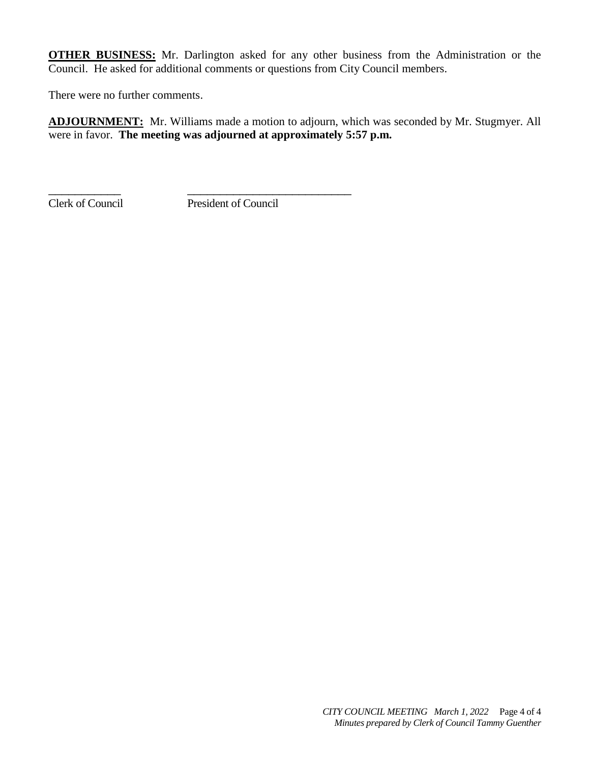**OTHER BUSINESS:** Mr. Darlington asked for any other business from the Administration or the Council. He asked for additional comments or questions from City Council members.

There were no further comments.

**ADJOURNMENT:** Mr. Williams made a motion to adjourn, which was seconded by Mr. Stugmyer. All were in favor. **The meeting was adjourned at approximately 5:57 p.m.**

\_\_\_\_\_\_\_\_\_\_\_\_\_\_ \_\_\_\_\_\_\_\_\_\_\_\_\_\_\_\_\_\_\_\_\_\_\_\_\_\_\_\_\_\_

Clerk of Council President of Council